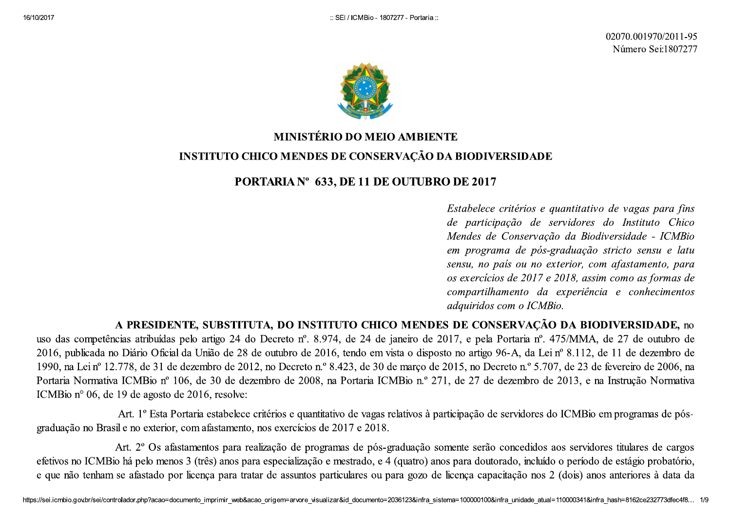02070.001970/2011-95
Número Sei:1807277

**MINISTÉRIO DO MEIO AMBIENTE**

**INSTITUTO CHICO MENDES DE CONSERVAÇÃO DA BIODIVERSIDADE**

# PORTARIA Nº 633, DE 11 DE OUTUBRO DE 2017

*Estabelece critérios e quantitativo de vagas para fins de participação de servidores do Instituto Chico Mendes de Conservação da Biodiversidade - ICMBio em programa de pós-graduação stricto sensu e latu sensu, no país ou no exterior, com afastamento, para os exercícios de 2017 e 2018, assim como as formas de compartilhamento da experiência e conhecimentos adquiridos com o ICMBio.*

**A PRESIDENTE, SUBSTITUTA, DO INSTITUTO CHICO MENDES DE CONSERVAÇÃO DA BIODIVERSIDADE,** no uso das competências atribuídas pelo artigo 24 do Decreto nº. 8.974, de 24 de janeiro de 2017, e pela Portaria nº. 475/MMA, de 27 de outubro de 2016, publicada no Diário Oficial da União de 28 de outubro de 2016, tendo em vista o disposto no artigo 96-A, da Lei nº 8.112, de 11 de dezembro de 1990, na Lei nº 12.778, de 31 de dezembro de 2012, no Decreto n.º 8.423, de 30 de março de 2015, no Decreto n.º 5.707, de 23 de fevereiro de 2006, na Portaria Normativa ICMBio nº 106, de 30 de dezembro de 2008, na Portaria ICMBio n.º 271, de 27 de dezembro de 2013, e na Instrução Normativa ICMBio n° 06, de 19 de agosto de 2016, resolve:

Art. 1º Esta Portaria estabelece critérios e quantitativo de vagas relativos à participação de servidores do ICMBio em programas de pós-graduação no Brasil e no exterior, com afastamento, nos exercícios de 2017 e 2018.

Art. 2º Os afastamentos para realização de programas de pós-graduação somente serão concedidos aos servidores titulares de cargos efetivos no ICMBio há pelo menos 3 (três) anos para especialização e mestrado, e 4 (quatro) anos para doutorado, incluído o período de estágio probatório, e que não tenham se afastado por licença para tratar de assuntos particulares ou para gozo de licença capacitação nos 2 (dois) anos anteriores à data da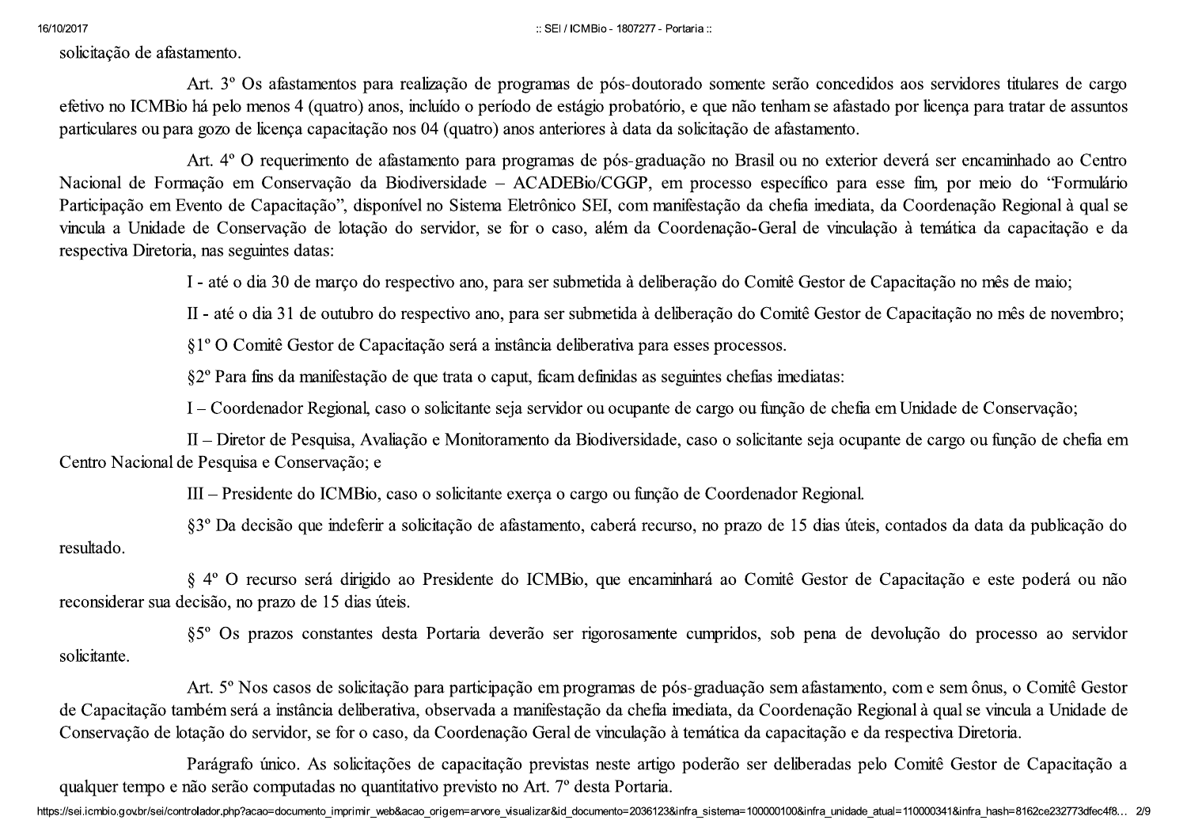solicitação de afastamento.

Art. 3º Os afastamentos para realização de programas de pós-doutorado somente serão concedidos aos servidores titulares de cargo efetivo no ICMBio há pelo menos 4 (quatro) anos, incluído o período de estágio probatório, e que não tenham se afastado por licença para tratar de assuntos particulares ou para gozo de licença capacitação nos 04 (quatro) anos anteriores à data da solicitação de afastamento.

Art. 4º O requerimento de afastamento para programas de pós-graduação no Brasil ou no exterior deverá ser encaminhado ao Centro Nacional de Formação em Conservação da Biodiversidade – ACADEBio/CGGP, em processo específico para esse fim, por meio do "Formulário Participação em Evento de Capacitação", disponível no Sistema Eletrônico SEI, com manifestação da chefia imediata, da Coordenação Regional à qual se vincula a Unidade de Conservação de lotação do servidor, se for o caso, além da Coordenação-Geral de vinculação à temática da capacitação e da respectiva Diretoria, nas seguintes datas:

I - até o dia 30 de março do respectivo ano, para ser submetida à deliberação do Comitê Gestor de Capacitação no mês de maio;

II - até o dia 31 de outubro do respectivo ano, para ser submetida à deliberação do Comitê Gestor de Capacitação no mês de novembro;

§1º O Comitê Gestor de Capacitação será a instância deliberativa para esses processos.

§2º Para fins da manifestação de que trata o caput, ficam definidas as seguintes chefias imediatas:

I – Coordenador Regional, caso o solicitante seja servidor ou ocupante de cargo ou função de chefia em Unidade de Conservação;

II – Diretor de Pesquisa, Avaliação e Monitoramento da Biodiversidade, caso o solicitante seja ocupante de cargo ou função de chefia em Centro Nacional de Pesquisa e Conservação; e

III – Presidente do ICMBio, caso o solicitante exerça o cargo ou função de Coordenador Regional.

§3º Da decisão que indeferir a solicitação de afastamento, caberá recurso, no prazo de 15 dias úteis, contados da data da publicação do resultado.

§ 4º O recurso será dirigido ao Presidente do ICMBio, que encaminhará ao Comitê Gestor de Capacitação e este poderá ou não reconsiderar sua decisão, no prazo de 15 dias úteis.

§5º Os prazos constantes desta Portaria deverão ser rigorosamente cumpridos, sob pena de devolução do processo ao servidor solicitante.

Art. 5º Nos casos de solicitação para participação em programas de pós-graduação sem afastamento, com e sem ônus, o Comitê Gestor de Capacitação também será a instância deliberativa, observada a manifestação da chefia imediata, da Coordenação Regional à qual se vincula a Unidade de Conservação de lotação do servidor, se for o caso, da Coordenação Geral de vinculação à temática da capacitação e da respectiva Diretoria.

Parágrafo único. As solicitações de capacitação previstas neste artigo poderão ser deliberadas pelo Comitê Gestor de Capacitação a qualquer tempo e não serão computadas no quantitativo previsto no Art. 7º desta Portaria.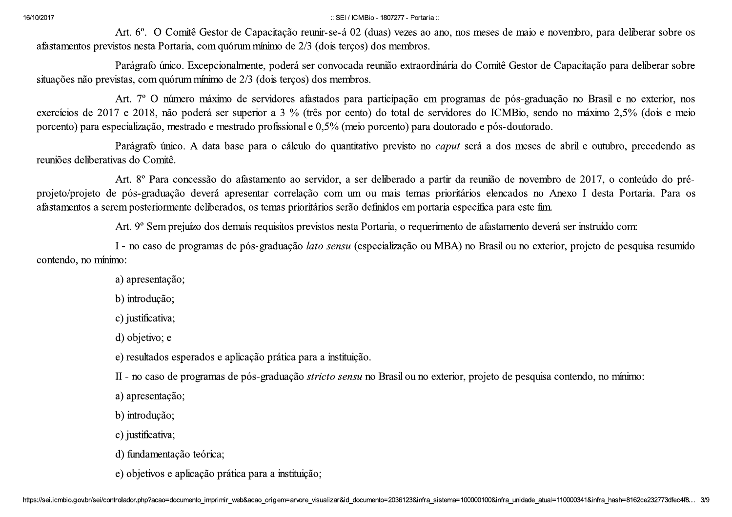Art. 6º. O Comitê Gestor de Capacitação reunir-se-á 02 (duas) vezes ao ano, nos meses de maio e novembro, para deliberar sobre os afastamentos previstos nesta Portaria, com quórum mínimo de 2/3 (dois terços) dos membros.

Parágrafo único. Excepcionalmente, poderá ser convocada reunião extraordinária do Comitê Gestor de Capacitação para deliberar sobre situações não previstas, com quórum mínimo de 2/3 (dois terços) dos membros.

Art. 7º O número máximo de servidores afastados para participação em programas de pós-graduação no Brasil e no exterior, nos exercícios de 2017 e 2018, não poderá ser superior a 3 % (três por cento) do total de servidores do ICMBio, sendo no máximo 2,5% (dois e meio porcento) para especialização, mestrado e mestrado profissional e 0,5% (meio porcento) para doutorado e pós-doutorado.

Parágrafo único. A data base para o cálculo do quantitativo previsto no *caput* será a dos meses de abril e outubro, precedendo as reuniões deliberativas do Comitê.

Art. 8º Para concessão do afastamento ao servidor, a ser deliberado a partir da reunião de novembro de 2017, o conteúdo do pré-projeto/projeto de pós-graduação deverá apresentar correlação com um ou mais temas prioritários elencados no Anexo I desta Portaria. Para os afastamentos a serem posteriormente deliberados, os temas prioritários serão definidos em portaria específica para este fim.

Art. 9º Sem prejuízo dos demais requisitos previstos nesta Portaria, o requerimento de afastamento deverá ser instruído com:

I - no caso de programas de pós-graduação *lato sensu* (especialização ou MBA) no Brasil ou no exterior, projeto de pesquisa resumido contendo, no mínimo:

a) apresentação;

b) introdução;

c) justificativa;

d) objetivo; e

e) resultados esperados e aplicação prática para a instituição.

II - no caso de programas de pós-graduação *stricto sensu* no Brasil ou no exterior, projeto de pesquisa contendo, no mínimo:

a) apresentação;

b) introdução;

c) justificativa;

d) fundamentação teórica;

e) objetivos e aplicação prática para a instituição;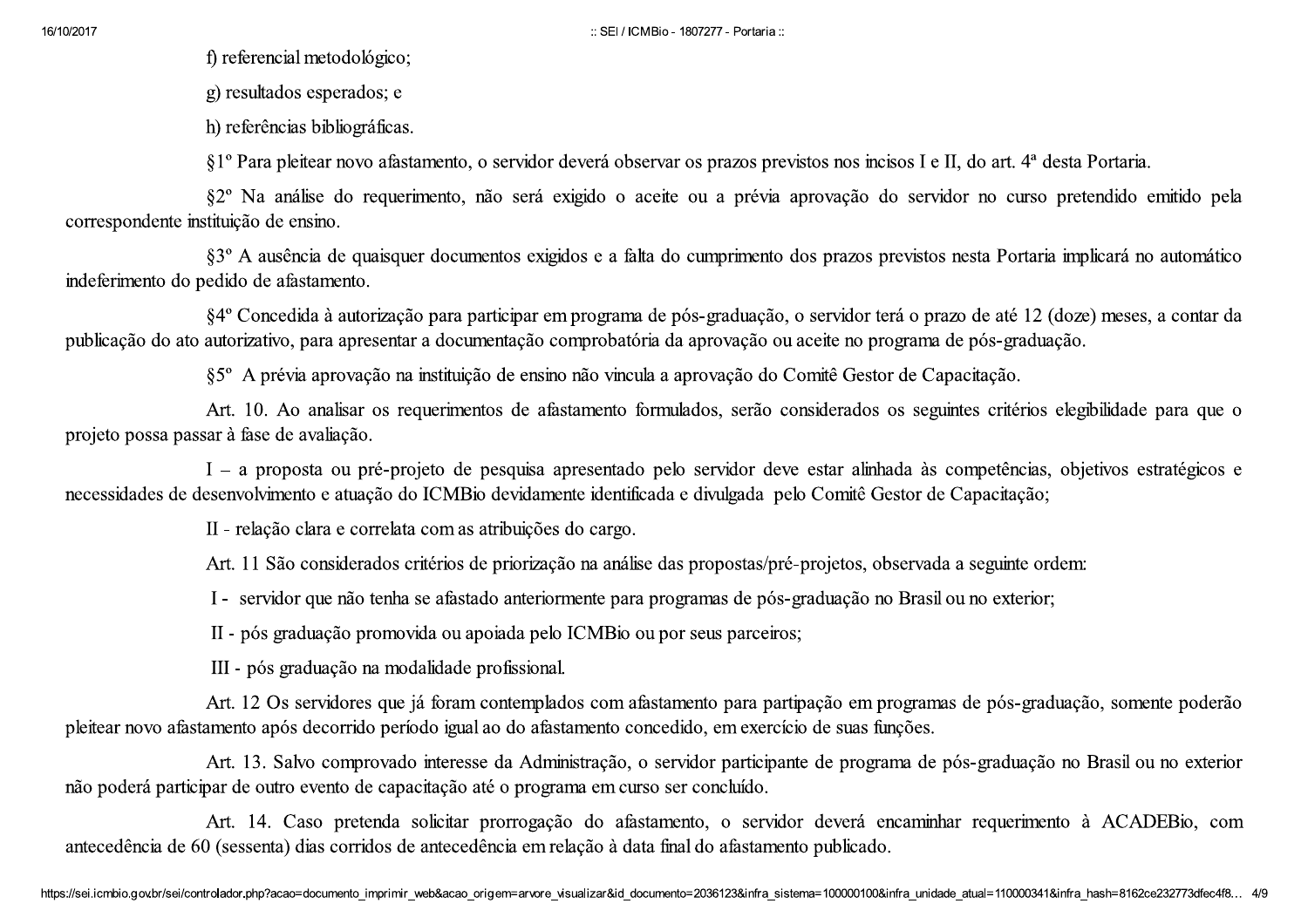f) referencial metodológico;

g) resultados esperados; e

h) referências bibliográficas.

§1º Para pleitear novo afastamento, o servidor deverá observar os prazos previstos nos incisos I e II, do art. 4ª desta Portaria.

§2º Na análise do requerimento, não será exigido o aceite ou a prévia aprovação do servidor no curso pretendido emitido pela correspondente instituição de ensino.

§3º A ausência de quaisquer documentos exigidos e a falta do cumprimento dos prazos previstos nesta Portaria implicará no automático indeferimento do pedido de afastamento.

§4º Concedida à autorização para participar em programa de pós-graduação, o servidor terá o prazo de até 12 (doze) meses, a contar da publicação do ato autorizativo, para apresentar a documentação comprobatória da aprovação ou aceite no programa de pós-graduação.

§5º A prévia aprovação na instituição de ensino não vincula a aprovação do Comitê Gestor de Capacitação.

Art. 10. Ao analisar os requerimentos de afastamento formulados, serão considerados os seguintes critérios elegibilidade para que o projeto possa passar à fase de avaliação.

I – a proposta ou pré-projeto de pesquisa apresentado pelo servidor deve estar alinhada às competências, objetivos estratégicos e necessidades de desenvolvimento e atuação do ICMBio devidamente identificada e divulgada pelo Comitê Gestor de Capacitação;

II - relação clara e correlata com as atribuições do cargo.

Art. 11 São considerados critérios de priorização na análise das propostas/pré-projetos, observada a seguinte ordem:

I - servidor que não tenha se afastado anteriormente para programas de pós-graduação no Brasil ou no exterior;

II - pós graduação promovida ou apoiada pelo ICMBio ou por seus parceiros;

III - pós graduação na modalidade profissional.

Art. 12 Os servidores que já foram contemplados com afastamento para partipação em programas de pós-graduação, somente poderão pleitear novo afastamento após decorrido período igual ao do afastamento concedido, em exercício de suas funções.

Art. 13. Salvo comprovado interesse da Administração, o servidor participante de programa de pós-graduação no Brasil ou no exterior não poderá participar de outro evento de capacitação até o programa em curso ser concluído.

Art. 14. Caso pretenda solicitar prorrogação do afastamento, o servidor deverá encaminhar requerimento à ACADEBio, com antecedência de 60 (sessenta) dias corridos de antecedência em relação à data final do afastamento publicado.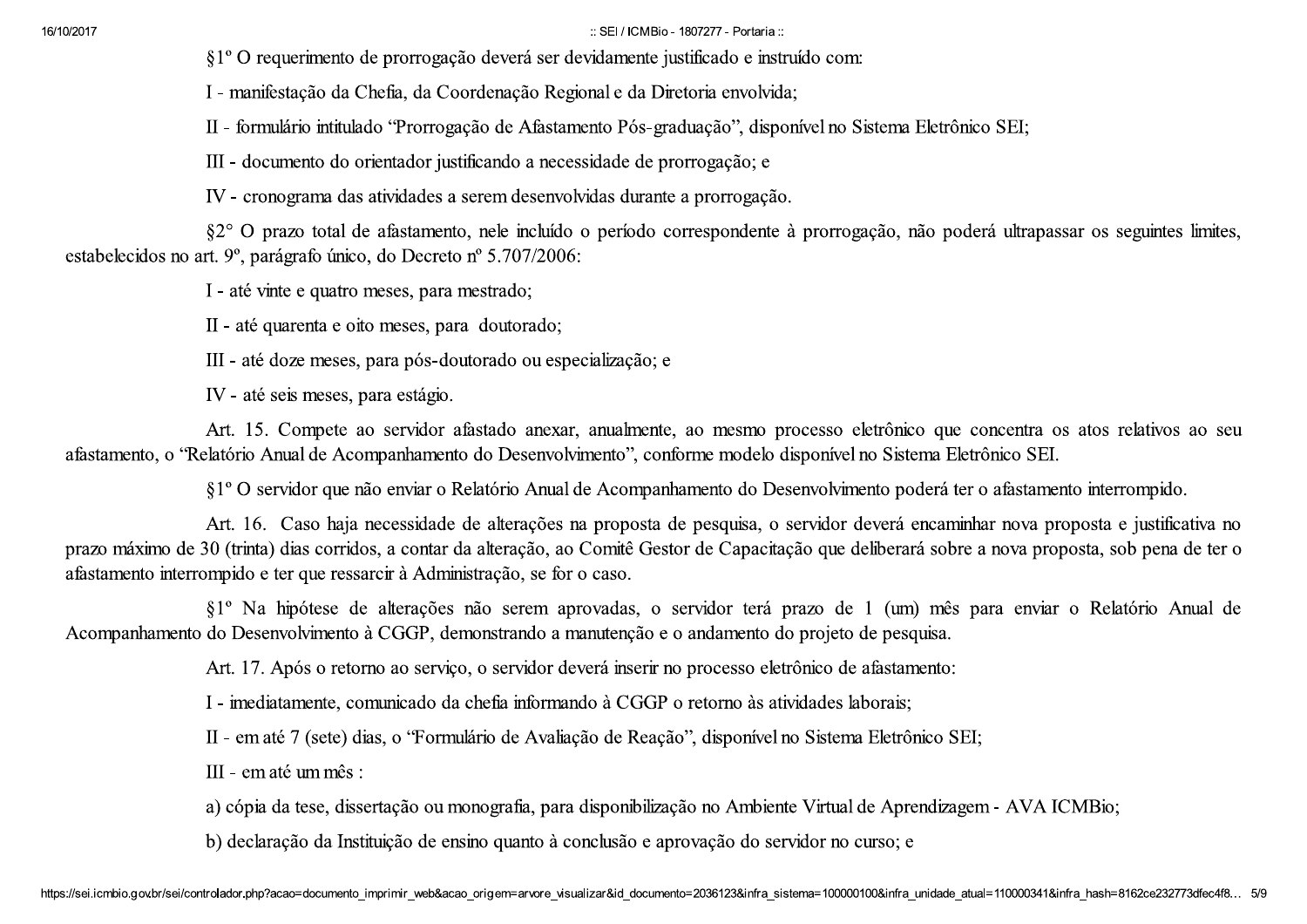§1º O requerimento de prorrogação deverá ser devidamente justificado e instruído com:

I - manifestação da Chefia, da Coordenação Regional e da Diretoria envolvida;

II - formulário intitulado "Prorrogação de Afastamento Pós-graduação", disponível no Sistema Eletrônico SEI;

III - documento do orientador justificando a necessidade de prorrogação; e

IV - cronograma das atividades a serem desenvolvidas durante a prorrogação.

§2° O prazo total de afastamento, nele incluído o período correspondente à prorrogação, não poderá ultrapassar os seguintes limites, estabelecidos no art. 9º, parágrafo único, do Decreto nº 5.707/2006:

I - até vinte e quatro meses, para mestrado;

II - até quarenta e oito meses, para doutorado;

III - até doze meses, para pós-doutorado ou especialização; e

IV - até seis meses, para estágio.

Art. 15. Compete ao servidor afastado anexar, anualmente, ao mesmo processo eletrônico que concentra os atos relativos ao seu afastamento, o "Relatório Anual de Acompanhamento do Desenvolvimento", conforme modelo disponível no Sistema Eletrônico SEI.

§1º O servidor que não enviar o Relatório Anual de Acompanhamento do Desenvolvimento poderá ter o afastamento interrompido.

Art. 16. Caso haja necessidade de alterações na proposta de pesquisa, o servidor deverá encaminhar nova proposta e justificativa no prazo máximo de 30 (trinta) dias corridos, a contar da alteração, ao Comitê Gestor de Capacitação que deliberará sobre a nova proposta, sob pena de ter o afastamento interrompido e ter que ressarcir à Administração, se for o caso.

§1º Na hipótese de alterações não serem aprovadas, o servidor terá prazo de 1 (um) mês para enviar o Relatório Anual de Acompanhamento do Desenvolvimento à CGGP, demonstrando a manutenção e o andamento do projeto de pesquisa.

Art. 17. Após o retorno ao serviço, o servidor deverá inserir no processo eletrônico de afastamento:

I - imediatamente, comunicado da chefia informando à CGGP o retorno às atividades laborais;

II - em até 7 (sete) dias, o "Formulário de Avaliação de Reação", disponível no Sistema Eletrônico SEI;

III - em até um mês :

a) cópia da tese, dissertação ou monografia, para disponibilização no Ambiente Virtual de Aprendizagem - AVA ICMBio;

b) declaração da Instituição de ensino quanto à conclusão e aprovação do servidor no curso; e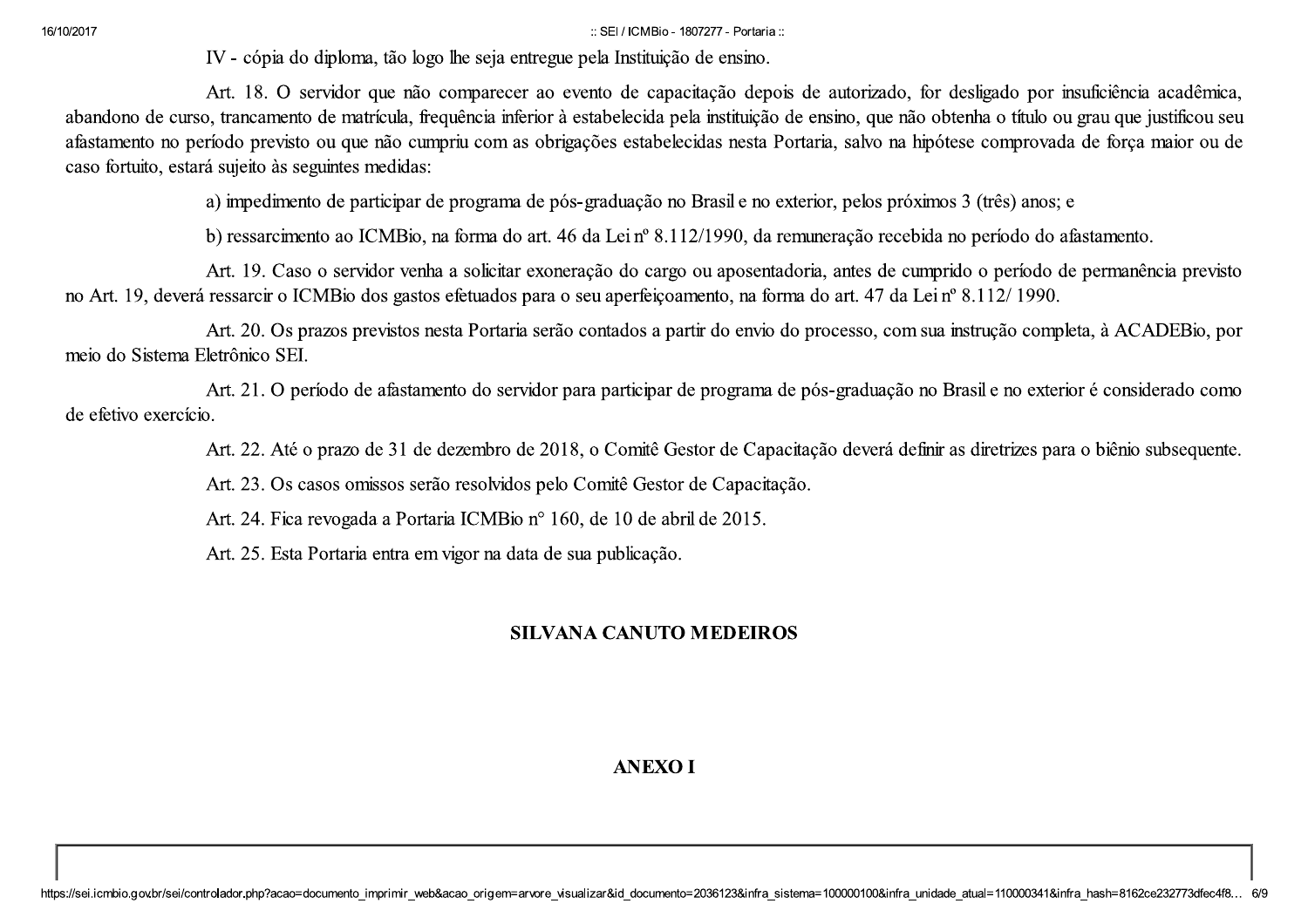IV - cópia do diploma, tão logo lhe seja entregue pela Instituição de ensino.

Art. 18. O servidor que não comparecer ao evento de capacitação depois de autorizado, for desligado por insuficiência acadêmica, abandono de curso, trancamento de matrícula, frequência inferior à estabelecida pela instituição de ensino, que não obtenha o título ou grau que justificou seu afastamento no período previsto ou que não cumpriu com as obrigações estabelecidas nesta Portaria, salvo na hipótese comprovada de força maior ou de caso fortuito, estará sujeito às seguintes medidas:

a) impedimento de participar de programa de pós-graduação no Brasil e no exterior, pelos próximos 3 (três) anos; e

b) ressarcimento ao ICMBio, na forma do art. 46 da Lei nº 8.112/1990, da remuneração recebida no período do afastamento.

Art. 19. Caso o servidor venha a solicitar exoneração do cargo ou aposentadoria, antes de cumprido o período de permanência previsto no Art. 19, deverá ressarcir o ICMBio dos gastos efetuados para o seu aperfeiçoamento, na forma do art. 47 da Lei nº 8.112/ 1990.

Art. 20. Os prazos previstos nesta Portaria serão contados a partir do envio do processo, com sua instrução completa, à ACADEBio, por meio do Sistema Eletrônico SEI.

Art. 21. O período de afastamento do servidor para participar de programa de pós-graduação no Brasil e no exterior é considerado como de efetivo exercício.

Art. 22. Até o prazo de 31 de dezembro de 2018, o Comitê Gestor de Capacitação deverá definir as diretrizes para o biênio subsequente.

Art. 23. Os casos omissos serão resolvidos pelo Comitê Gestor de Capacitação.

Art. 24. Fica revogada a Portaria ICMBio n° 160, de 10 abril de 2015.

Art. 25. Esta Portaria entra em vigor na data de sua publicação.

**SILVANA CANUTO MEDEIROS**

## ANEXO I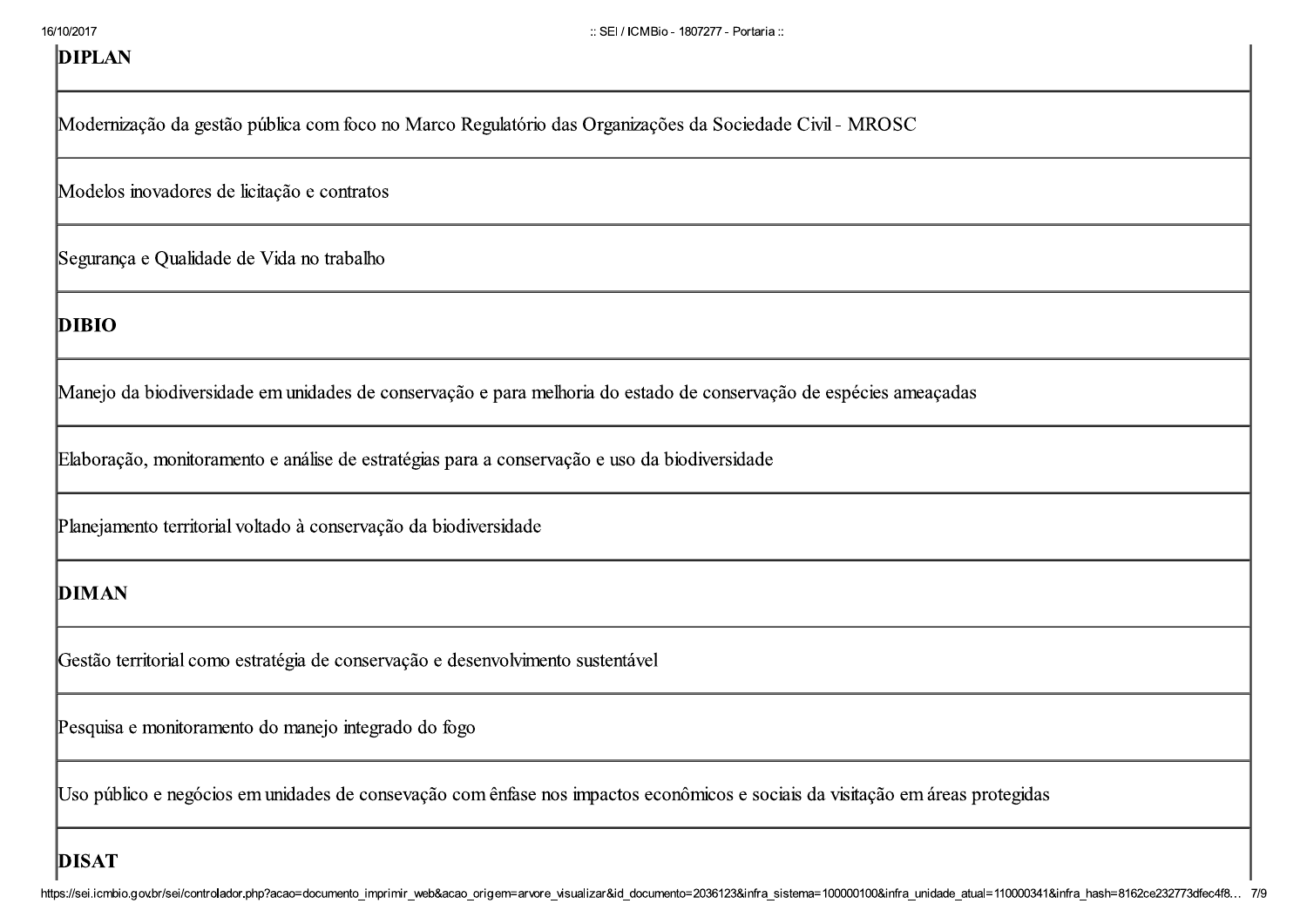| **DIPLAN** |
|---|
| Modernização da gestão pública com foco no Marco Regulatório das Organizações da Sociedade Civil - MROSC |
| Modelos inovadores de licitação e contratos |
| Segurança e Qualidade de Vida no trabalho |
| **DIBIO** |
| Manejo da biodiversidade em unidades de conservação e para melhoria do estado de conservação de espécies ameaçadas |
| Elaboração, monitoramento e análise de estratégias para a conservação e uso da biodiversidade |
| Planejamento territorial voltado à conservação da biodiversidade |
| **DIMAN** |
| Gestão territorial como estratégia de conservação e desenvolvimento sustentável |
| Pesquisa e monitoramento do manejo integrado do fogo |
| Uso público e negócios em unidades de consevação com ênfase nos impactos econômicos e sociais da visitação em áreas protegidas |
| **DISAT** |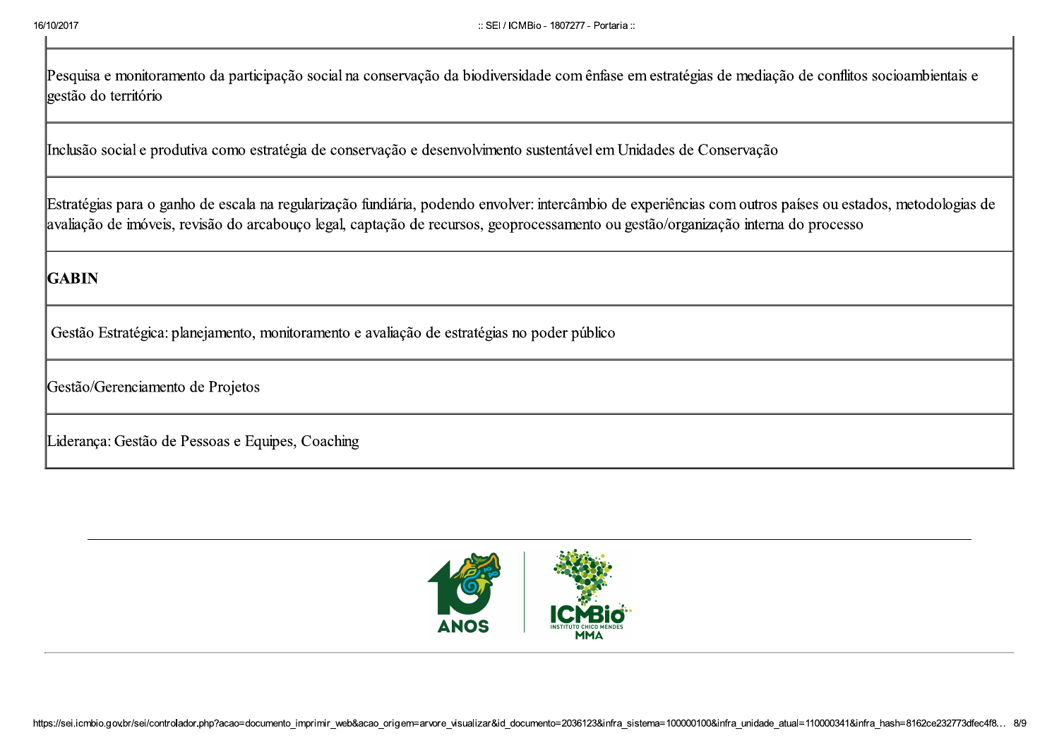| |
|---|
| Pesquisa e monitoramento da participação social na conservação da biodiversidade com ênfase em estratégias de mediação de conflitos socioambientais e gestão do território |
| Inclusão social e produtiva como estratégia de conservação e desenvolvimento sustentável em Unidades de Conservação |
| Estratégias para o ganho de escala na regularização fundiária, podendo envolver: intercâmbio de experiências com outros países ou estados, metodologias de avaliação de imóveis, revisão do arcabouço legal, captação de recursos, geoprocessamento ou gestão/organização interna do processo |
| **GABIN** |
| Gestão Estratégica: planejamento, monitoramento e avaliação de estratégias no poder público |
| Gestão/Gerenciamento de Projetos |
| Liderança: Gestão de Pessoas e Equipes, Coaching |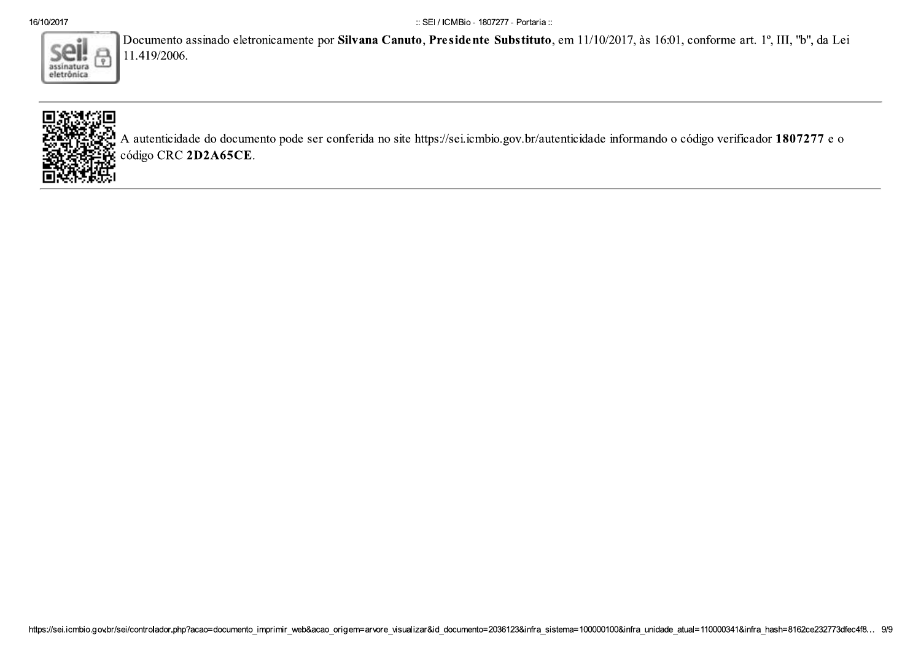Documento assinado eletronicamente por **Silvana Canuto**, **Presidente Substituto**, em 11/10/2017, às 16:01, conforme art. 1º, III, "b", da Lei 11.419/2006.

---

A autenticidade do documento pode ser conferida no site https://sei.icmbio.gov.br/autenticidade informando o código verificador **1807277** e o código CRC **2D2A65CE**.

---